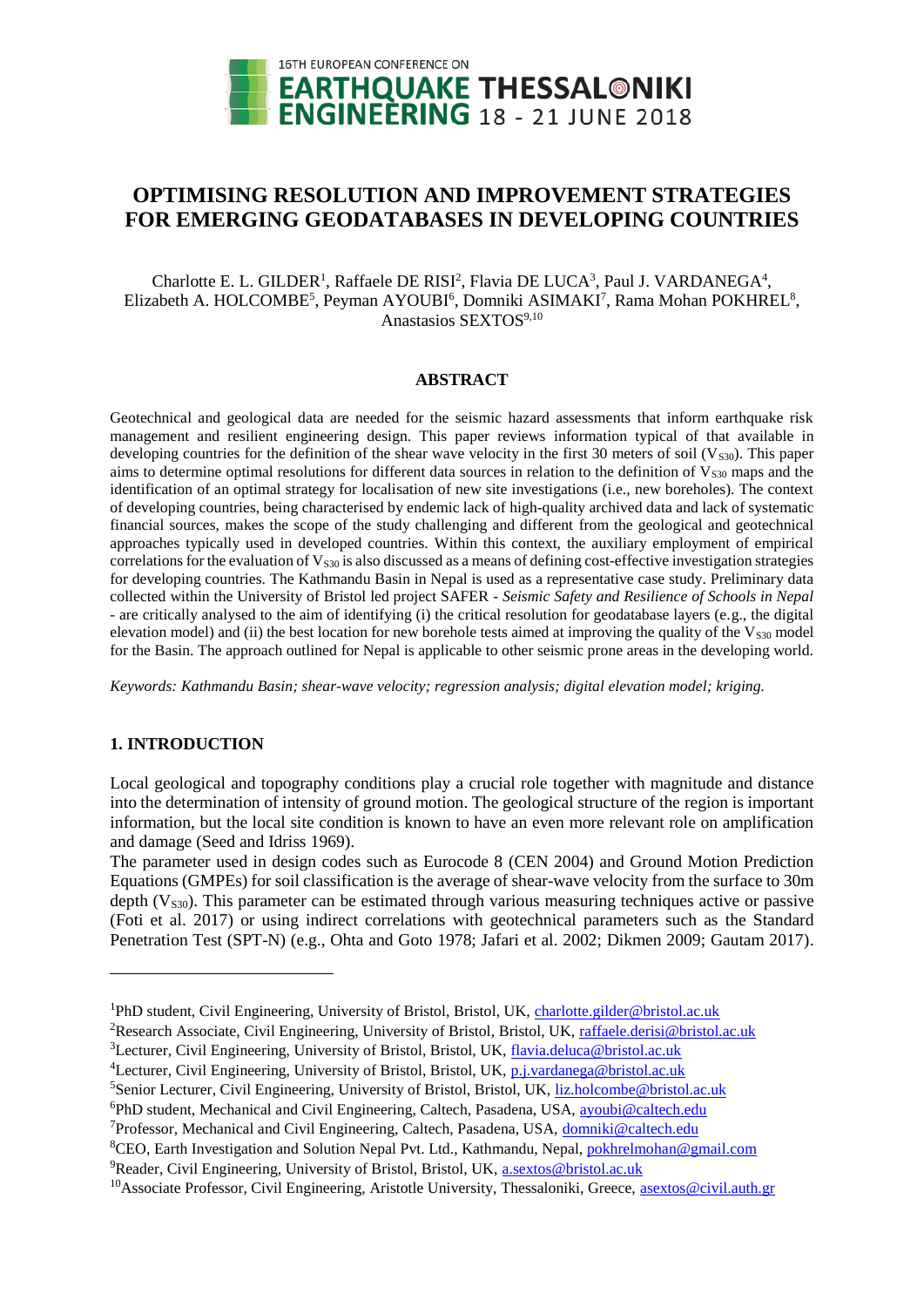# OPTIMISING RESOLUTION AND IMPROVEMENT STRATEGIES FOR EMERGING GEODATABASES IN DEVELOPING COUNTRIES

Charlotte E. L. GILDER[1], Raffaele DE RISI[2], Flavia DE LUCA[3], Paul J. VARDANEGA[4], Elizabeth A. HOLCOMBE[5], Peyman AYOUBI[6], Domniki ASIMAKI[7], Rama Mohan POKHREL[8], Anastasios SEXTOS[9,10]

## ABSTRACT

Geotechnical and geological data are needed for the seismic hazard assessments that inform earthquake risk management and resilient engineering design. This paper reviews information typical of that available in developing countries for the definition of the shear wave velocity in the first 30 meters of soil ($V_{S30}$). This paper aims to determine optimal resolutions for different data sources in relation to the definition of $V_{S30}$ maps and the identification of an optimal strategy for localisation of new site investigations (i.e., new boreholes). The context of developing countries, being characterised by endemic lack of high-quality archived data and lack of systematic financial sources, makes the scope of the study challenging and different from the geological and geotechnical approaches typically used in developed countries. Within this context, the auxiliary employment of empirical correlations for the evaluation of $V_{S30}$ is also discussed as a means of defining cost-effective investigation strategies for developing countries. The Kathmandu Basin in Nepal is used as a representative case study. Preliminary data collected within the University of Bristol led project SAFER - *Seismic Safety and Resilience of Schools in Nepal* - are critically analysed to the aim of identifying (i) the critical resolution for geodatabase layers (e.g., the digital elevation model) and (ii) the best location for new borehole tests aimed at improving the quality of the $V_{S30}$ model for the Basin. The approach outlined for Nepal is applicable to other seismic prone areas in the developing world.

*Keywords: Kathmandu Basin; shear-wave velocity; regression analysis; digital elevation model; kriging.*

## 1. INTRODUCTION

Local geological and topography conditions play a crucial role together with magnitude and distance into the determination of intensity of ground motion. The geological structure of the region is important information, but the local site condition is known to have an even more relevant role on amplification and damage (Seed and Idriss 1969).

The parameter used in design codes such as Eurocode 8 (CEN 2004) and Ground Motion Prediction Equations (GMPEs) for soil classification is the average of shear-wave velocity from the surface to 30m depth ($V_{S30}$). This parameter can be estimated through various measuring techniques active or passive (Foti et al. 2017) or using indirect correlations with geotechnical parameters such as the Standard Penetration Test (SPT-N) (e.g., Ohta and Goto 1978; Jafari et al. 2002; Dikmen 2009; Gautam 2017).

---

[1]PhD student, Civil Engineering, University of Bristol, Bristol, UK, charlotte.gilder@bristol.ac.uk

[2]Research Associate, Civil Engineering, University of Bristol, Bristol, UK, raffaele.derisi@bristol.ac.uk

[3]Lecturer, Civil Engineering, University of Bristol, Bristol, UK, flavia.deluca@bristol.ac.uk

[4]Lecturer, Civil Engineering, University of Bristol, Bristol, UK, p.j.vardanega@bristol.ac.uk

[5]Senior Lecturer, Civil Engineering, University of Bristol, Bristol, UK, liz.holcombe@bristol.ac.uk

[6]PhD student, Mechanical and Civil Engineering, Caltech, Pasadena, USA, ayoubi@caltech.edu

[7]Professor, Mechanical and Civil Engineering, Caltech, Pasadena, USA, domniki@caltech.edu

[8]CEO, Earth Investigation and Solution Nepal Pvt. Ltd., Kathmandu, Nepal, pokhrelmohan@gmail.com

[9]Reader, Civil Engineering, University of Bristol, Bristol, UK, a.sextos@bristol.ac.uk

[10]Associate Professor, Civil Engineering, Aristotle University, Thessaloniki, Greece, asextos@civil.auth.gr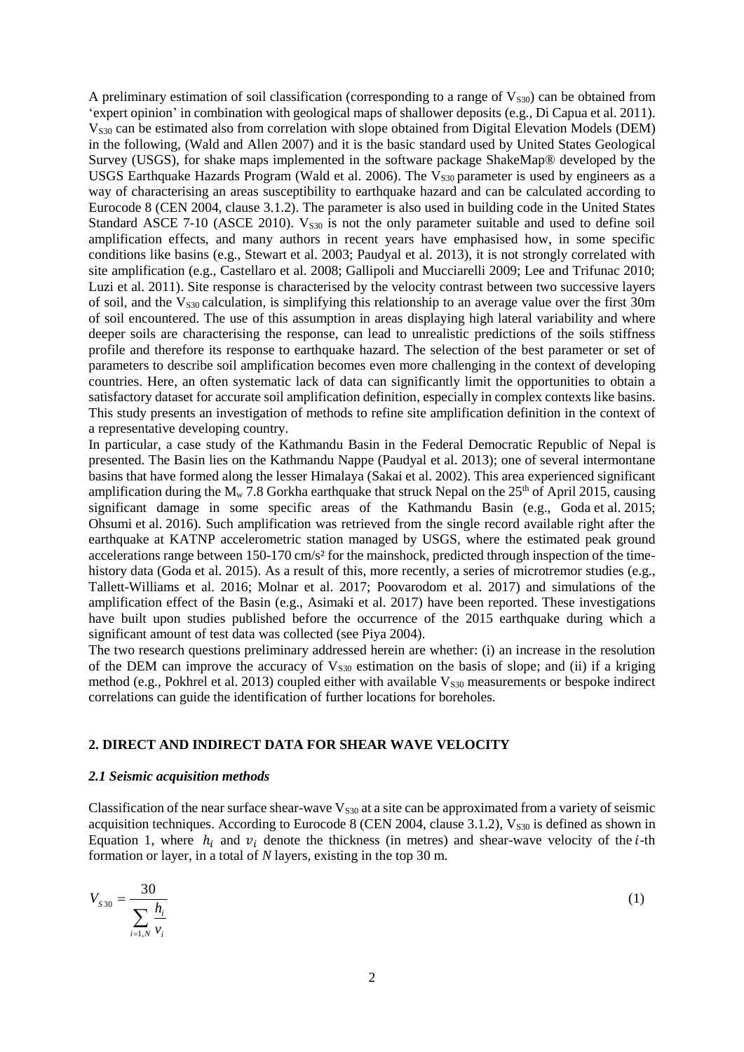A preliminary estimation of soil classification (corresponding to a range of $V_{S30}$) can be obtained from 'expert opinion' in combination with geological maps of shallower deposits (e.g., Di Capua et al. 2011). $V_{S30}$ can be estimated also from correlation with slope obtained from Digital Elevation Models (DEM) in the following, (Wald and Allen 2007) and it is the basic standard used by United States Geological Survey (USGS), for shake maps implemented in the software package ShakeMap® developed by the USGS Earthquake Hazards Program (Wald et al. 2006). The $V_{S30}$ parameter is used by engineers as a way of characterising an areas susceptibility to earthquake hazard and can be calculated according to Eurocode 8 (CEN 2004, clause 3.1.2). The parameter is also used in building code in the United States Standard ASCE 7-10 (ASCE 2010). $V_{S30}$ is not the only parameter suitable and used to define soil amplification effects, and many authors in recent years have emphasised how, in some specific conditions like basins (e.g., Stewart et al. 2003; Paudyal et al. 2013), it is not strongly correlated with site amplification (e.g., Castellaro et al. 2008; Gallipoli and Mucciarelli 2009; Lee and Trifunac 2010; Luzi et al. 2011). Site response is characterised by the velocity contrast between two successive layers of soil, and the $V_{S30}$ calculation, is simplifying this relationship to an average value over the first 30m of soil encountered. The use of this assumption in areas displaying high lateral variability and where deeper soils are characterising the response, can lead to unrealistic predictions of the soils stiffness profile and therefore its response to earthquake hazard. The selection of the best parameter or set of parameters to describe soil amplification becomes even more challenging in the context of developing countries. Here, an often systematic lack of data can significantly limit the opportunities to obtain a satisfactory dataset for accurate soil amplification definition, especially in complex contexts like basins. This study presents an investigation of methods to refine site amplification definition in the context of a representative developing country.

In particular, a case study of the Kathmandu Basin in the Federal Democratic Republic of Nepal is presented. The Basin lies on the Kathmandu Nappe (Paudyal et al. 2013); one of several intermontane basins that have formed along the lesser Himalaya (Sakai et al. 2002). This area experienced significant amplification during the $M_w$ 7.8 Gorkha earthquake that struck Nepal on the 25th of April 2015, causing significant damage in some specific areas of the Kathmandu Basin (e.g., Goda et al. 2015; Ohsumi et al. 2016). Such amplification was retrieved from the single record available right after the earthquake at KATNP accelerometric station managed by USGS, where the estimated peak ground accelerations range between 150-170 cm/s² for the mainshock, predicted through inspection of the time-history data (Goda et al. 2015). As a result of this, more recently, a series of microtremor studies (e.g., Tallett-Williams et al. 2016; Molnar et al. 2017; Poovarodom et al. 2017) and simulations of the amplification effect of the Basin (e.g., Asimaki et al. 2017) have been reported. These investigations have built upon studies published before the occurrence of the 2015 earthquake during which a significant amount of test data was collected (see Piya 2004).

The two research questions preliminary addressed herein are whether: (i) an increase in the resolution of the DEM can improve the accuracy of $V_{S30}$ estimation on the basis of slope; and (ii) if a kriging method (e.g., Pokhrel et al. 2013) coupled either with available $V_{S30}$ measurements or bespoke indirect correlations can guide the identification of further locations for boreholes.

## 2. DIRECT AND INDIRECT DATA FOR SHEAR WAVE VELOCITY

### *2.1 Seismic acquisition methods*

Classification of the near surface shear-wave $V_{S30}$ at a site can be approximated from a variety of seismic acquisition techniques. According to Eurocode 8 (CEN 2004, clause 3.1.2), $V_{S30}$ is defined as shown in Equation 1, where $h_i$ and $v_i$ denote the thickness (in metres) and shear-wave velocity of the $i$-th formation or layer, in a total of $N$ layers, existing in the top 30 m.

$$V_{S30} = \frac{30}{\sum_{i=1,N} \frac{h_i}{v_i}} \tag{1}$$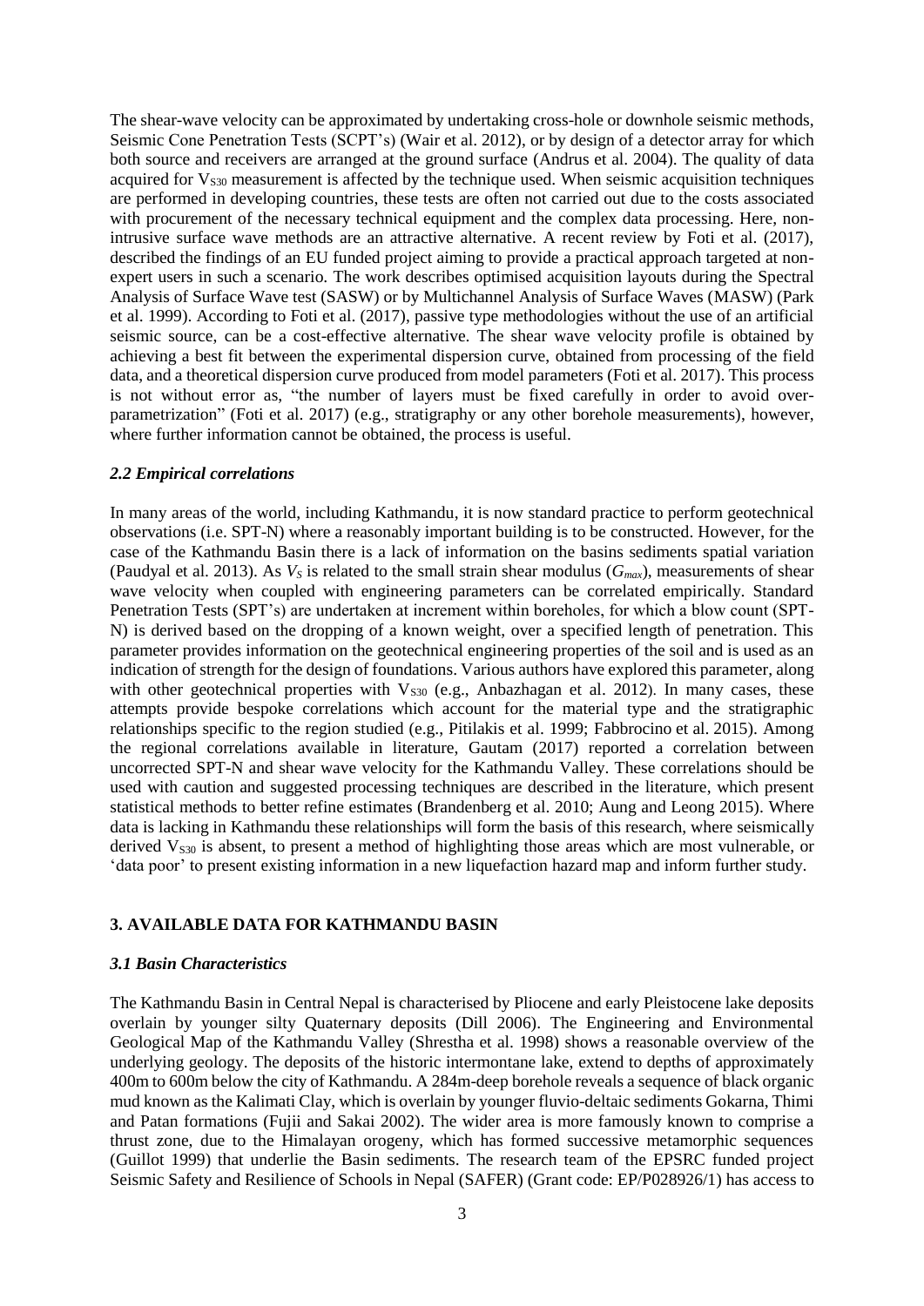The shear-wave velocity can be approximated by undertaking cross-hole or downhole seismic methods, Seismic Cone Penetration Tests (SCPT's) (Wair et al. 2012), or by design of a detector array for which both source and receivers are arranged at the ground surface (Andrus et al. 2004). The quality of data acquired for $V_{S30}$ measurement is affected by the technique used. When seismic acquisition techniques are performed in developing countries, these tests are often not carried out due to the costs associated with procurement of the necessary technical equipment and the complex data processing. Here, non-intrusive surface wave methods are an attractive alternative. A recent review by Foti et al. (2017), described the findings of an EU funded project aiming to provide a practical approach targeted at non-expert users in such a scenario. The work describes optimised acquisition layouts during the Spectral Analysis of Surface Wave test (SASW) or by Multichannel Analysis of Surface Waves (MASW) (Park et al. 1999). According to Foti et al. (2017), passive type methodologies without the use of an artificial seismic source, can be a cost-effective alternative. The shear wave velocity profile is obtained by achieving a best fit between the experimental dispersion curve, obtained from processing of the field data, and a theoretical dispersion curve produced from model parameters (Foti et al. 2017). This process is not without error as, "the number of layers must be fixed carefully in order to avoid over-parametrization" (Foti et al. 2017) (e.g., stratigraphy or any other borehole measurements), however, where further information cannot be obtained, the process is useful.

### *2.2 Empirical correlations*

In many areas of the world, including Kathmandu, it is now standard practice to perform geotechnical observations (i.e. SPT-N) where a reasonably important building is to be constructed. However, for the case of the Kathmandu Basin there is a lack of information on the basins sediments spatial variation (Paudyal et al. 2013). As $V_S$ is related to the small strain shear modulus ($G_{max}$), measurements of shear wave velocity when coupled with engineering parameters can be correlated empirically. Standard Penetration Tests (SPT's) are undertaken at increment within boreholes, for which a blow count (SPT-N) is derived based on the dropping of a known weight, over a specified length of penetration. This parameter provides information on the geotechnical engineering properties of the soil and is used as an indication of strength for the design of foundations. Various authors have explored this parameter, along with other geotechnical properties with $V_{S30}$ (e.g., Anbazhagan et al. 2012). In many cases, these attempts provide bespoke correlations which account for the material type and the stratigraphic relationships specific to the region studied (e.g., Pitilakis et al. 1999; Fabbrocino et al. 2015). Among the regional correlations available in literature, Gautam (2017) reported a correlation between uncorrected SPT-N and shear wave velocity for the Kathmandu Valley. These correlations should be used with caution and suggested processing techniques are described in the literature, which present statistical methods to better refine estimates (Brandenberg et al. 2010; Aung and Leong 2015). Where data is lacking in Kathmandu these relationships will form the basis of this research, where seismically derived $V_{S30}$ is absent, to present a method of highlighting those areas which are most vulnerable, or 'data poor' to present existing information in a new liquefaction hazard map and inform further study.

## 3. AVAILABLE DATA FOR KATHMANDU BASIN

### *3.1 Basin Characteristics*

The Kathmandu Basin in Central Nepal is characterised by Pliocene and early Pleistocene lake deposits overlain by younger silty Quaternary deposits (Dill 2006). The Engineering and Environmental Geological Map of the Kathmandu Valley (Shrestha et al. 1998) shows a reasonable overview of the underlying geology. The deposits of the historic intermontane lake, extend to depths of approximately 400m to 600m below the city of Kathmandu. A 284m-deep borehole reveals a sequence of black organic mud known as the Kalimati Clay, which is overlain by younger fluvio-deltaic sediments Gokarna, Thimi and Patan formations (Fujii and Sakai 2002). The wider area is more famously known to comprise a thrust zone, due to the Himalayan orogeny, which has formed successive metamorphic sequences (Guillot 1999) that underlie the Basin sediments. The research team of the EPSRC funded project Seismic Safety and Resilience of Schools in Nepal (SAFER) (Grant code: EP/P028926/1) has access to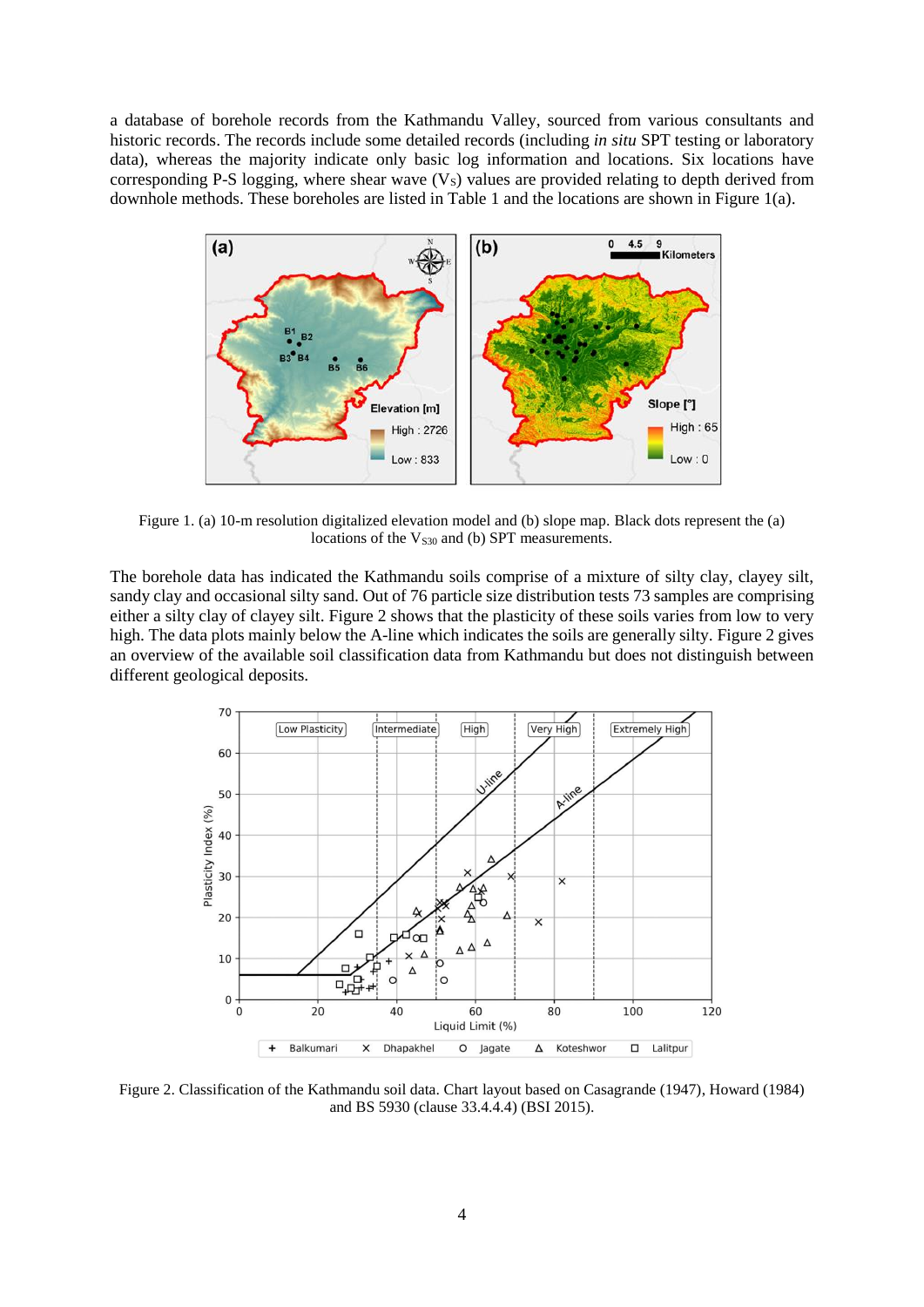a database of borehole records from the Kathmandu Valley, sourced from various consultants and historic records. The records include some detailed records (including *in situ* SPT testing or laboratory data), whereas the majority indicate only basic log information and locations. Six locations have corresponding P-S logging, where shear wave ($V_S$) values are provided relating to depth derived from downhole methods. These boreholes are listed in Table 1 and the locations are shown in Figure 1(a).

Figure 1. (a) 10-m resolution digitalized elevation model and (b) slope map. Black dots represent the (a) locations of the $V_{S30}$ and (b) SPT measurements.

The borehole data has indicated the Kathmandu soils comprise of a mixture of silty clay, clayey silt, sandy clay and occasional silty sand. Out of 76 particle size distribution tests 73 samples are comprising either a silty clay of clayey silt. Figure 2 shows that the plasticity of these soils varies from low to very high. The data plots mainly below the A-line which indicates the soils are generally silty. Figure 2 gives an overview of the available soil classification data from Kathmandu but does not distinguish between different geological deposits.

Figure 2. Classification of the Kathmandu soil data. Chart layout based on Casagrande (1947), Howard (1984) and BS 5930 (clause 33.4.4.4) (BSI 2015).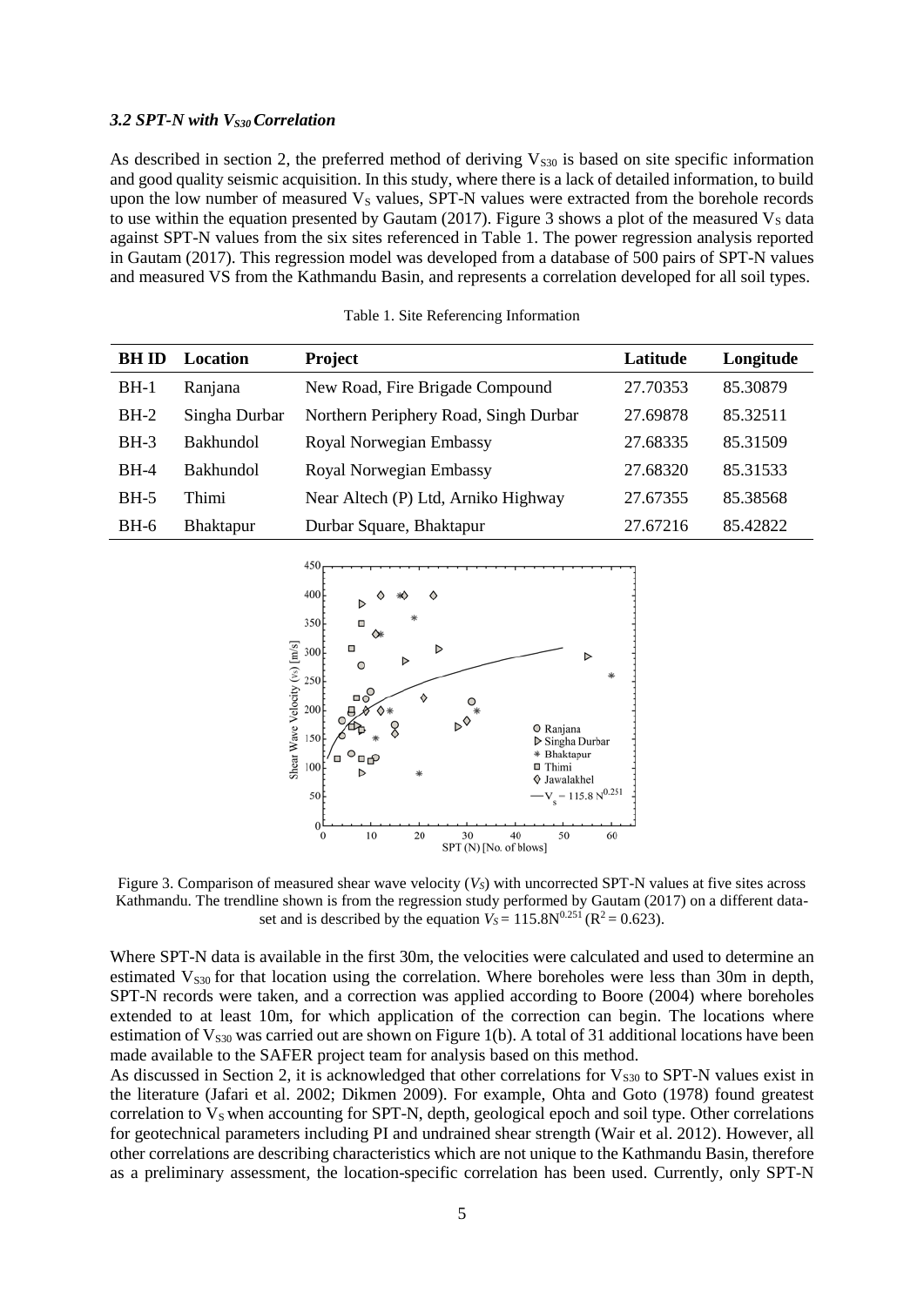### *3.2 SPT-N with $V_{S30}$ Correlation*

As described in section 2, the preferred method of deriving $V_{S30}$ is based on site specific information and good quality seismic acquisition. In this study, where there is a lack of detailed information, to build upon the low number of measured $V_S$ values, SPT-N values were extracted from the borehole records to use within the equation presented by Gautam (2017). Figure 3 shows a plot of the measured $V_S$ data against SPT-N values from the six sites referenced in Table 1. The power regression analysis reported in Gautam (2017). This regression model was developed from a database of 500 pairs of SPT-N values and measured VS from the Kathmandu Basin, and represents a correlation developed for all soil types.

Table 1. Site Referencing Information

| BH ID | Location | Project | Latitude | Longitude |
|---|---|---|---|---|
| BH-1 | Ranjana | New Road, Fire Brigade Compound | 27.70353 | 85.30879 |
| BH-2 | Singha Durbar | Northern Periphery Road, Singh Durbar | 27.69878 | 85.32511 |
| BH-3 | Bakhundol | Royal Norwegian Embassy | 27.68335 | 85.31509 |
| BH-4 | Bakhundol | Royal Norwegian Embassy | 27.68320 | 85.31533 |
| BH-5 | Thimi | Near Altech (P) Ltd, Arniko Highway | 27.67355 | 85.38568 |
| BH-6 | Bhaktapur | Durbar Square, Bhaktapur | 27.67216 | 85.42822 |

Figure 3. Comparison of measured shear wave velocity ($V_S$) with uncorrected SPT-N values at five sites across Kathmandu. The trendline shown is from the regression study performed by Gautam (2017) on a different data-set and is described by the equation $V_S = 115.8N^{0.251}$ ($R^2 = 0.623$).

Where SPT-N data is available in the first 30m, the velocities were calculated and used to determine an estimated $V_{S30}$ for that location using the correlation. Where boreholes were less than 30m in depth, SPT-N records were taken, and a correction was applied according to Boore (2004) where boreholes extended to at least 10m, for which application of the correction can begin. The locations where estimation of $V_{S30}$ was carried out are shown on Figure 1(b). A total of 31 additional locations have been made available to the SAFER project team for analysis based on this method.

As discussed in Section 2, it is acknowledged that other correlations for $V_{S30}$ to SPT-N values exist in the literature (Jafari et al. 2002; Dikmen 2009). For example, Ohta and Goto (1978) found greatest correlation to $V_S$ when accounting for SPT-N, depth, geological epoch and soil type. Other correlations for geotechnical parameters including PI and undrained shear strength (Wair et al. 2012). However, all other correlations are describing characteristics which are not unique to the Kathmandu Basin, therefore as a preliminary assessment, the location-specific correlation has been used. Currently, only SPT-N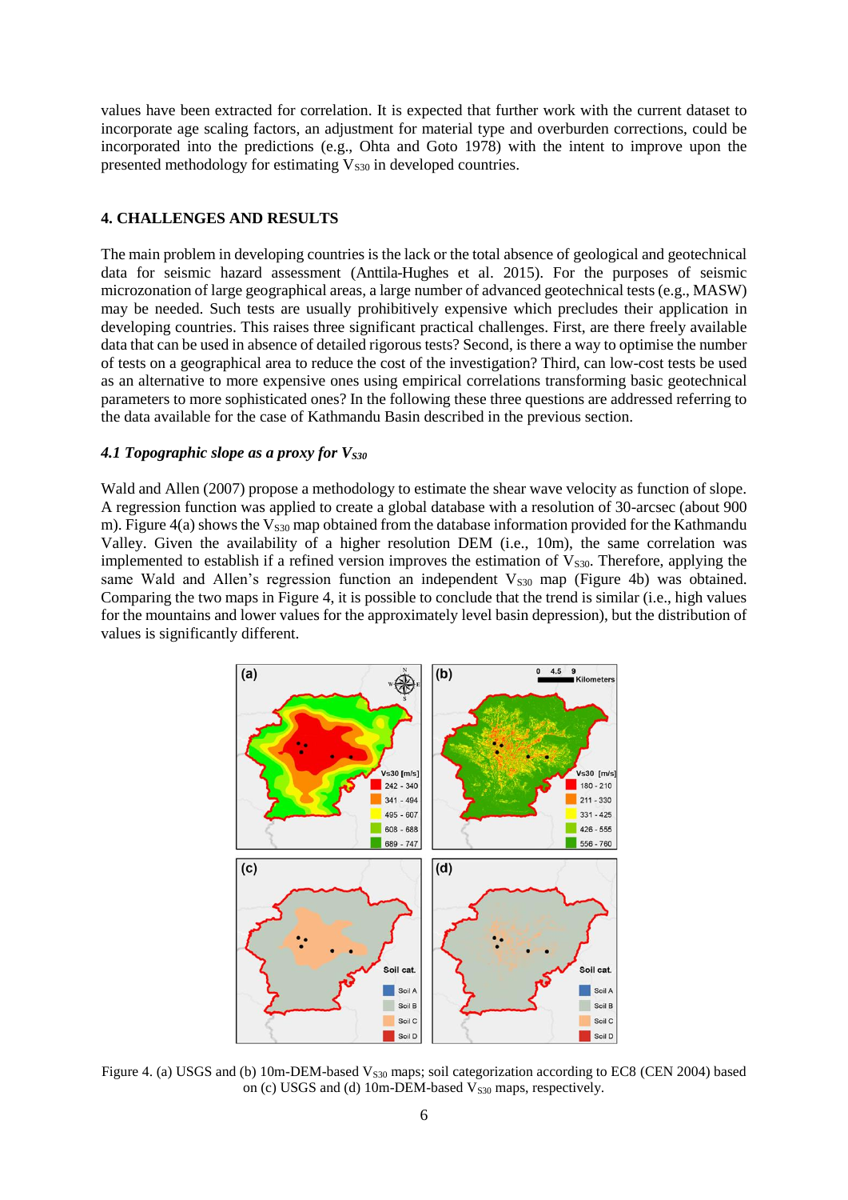values have been extracted for correlation. It is expected that further work with the current dataset to incorporate age scaling factors, an adjustment for material type and overburden corrections, could be incorporated into the predictions (e.g., Ohta and Goto 1978) with the intent to improve upon the presented methodology for estimating $V_{S30}$ in developed countries.

## 4. CHALLENGES AND RESULTS

The main problem in developing countries is the lack or the total absence of geological and geotechnical data for seismic hazard assessment (Anttila-Hughes et al. 2015). For the purposes of seismic microzonation of large geographical areas, a large number of advanced geotechnical tests (e.g., MASW) may be needed. Such tests are usually prohibitively expensive which precludes their application in developing countries. This raises three significant practical challenges. First, are there freely available data that can be used in absence of detailed rigorous tests? Second, is there a way to optimise the number of tests on a geographical area to reduce the cost of the investigation? Third, can low-cost tests be used as an alternative to more expensive ones using empirical correlations transforming basic geotechnical parameters to more sophisticated ones? In the following these three questions are addressed referring to the data available for the case of Kathmandu Basin described in the previous section.

### *4.1 Topographic slope as a proxy for $V_{S30}$*

Wald and Allen (2007) propose a methodology to estimate the shear wave velocity as function of slope. A regression function was applied to create a global database with a resolution of 30-arcsec (about 900 m). Figure 4(a) shows the $V_{S30}$ map obtained from the database information provided for the Kathmandu Valley. Given the availability of a higher resolution DEM (i.e., 10m), the same correlation was implemented to establish if a refined version improves the estimation of $V_{S30}$. Therefore, applying the same Wald and Allen's regression function an independent $V_{S30}$ map (Figure 4b) was obtained. Comparing the two maps in Figure 4, it is possible to conclude that the trend is similar (i.e., high values for the mountains and lower values for the approximately level basin depression), but the distribution of values is significantly different.

Figure 4. (a) USGS and (b) 10m-DEM-based $V_{S30}$ maps; soil categorization according to EC8 (CEN 2004) based on (c) USGS and (d) 10m-DEM-based $V_{S30}$ maps, respectively.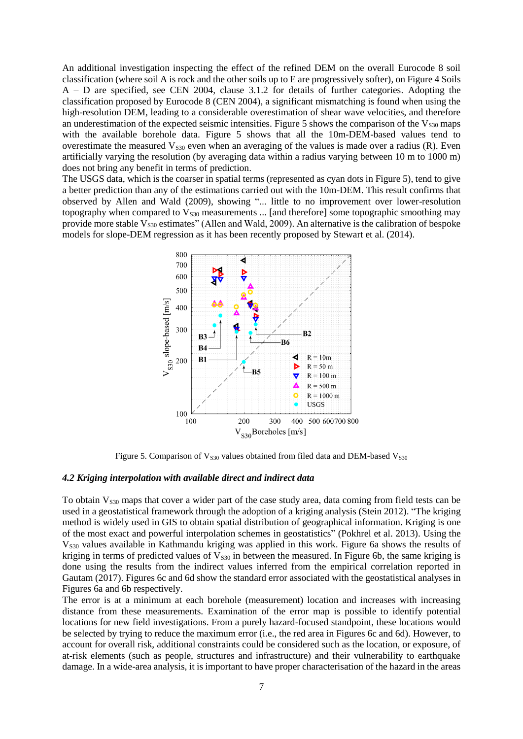An additional investigation inspecting the effect of the refined DEM on the overall Eurocode 8 soil classification (where soil A is rock and the other soils up to E are progressively softer), on Figure 4 Soils A – D are specified, see CEN 2004, clause 3.1.2 for details of further categories. Adopting the classification proposed by Eurocode 8 (CEN 2004), a significant mismatching is found when using the high-resolution DEM, leading to a considerable overestimation of shear wave velocities, and therefore an underestimation of the expected seismic intensities. Figure 5 shows the comparison of the $V_{S30}$ maps with the available borehole data. Figure 5 shows that all the 10m-DEM-based values tend to overestimate the measured $V_{S30}$ even when an averaging of the values is made over a radius (R). Even artificially varying the resolution (by averaging data within a radius varying between 10 m to 1000 m) does not bring any benefit in terms of prediction.

The USGS data, which is the coarser in spatial terms (represented as cyan dots in Figure 5), tend to give a better prediction than any of the estimations carried out with the 10m-DEM. This result confirms that observed by Allen and Wald (2009), showing "... little to no improvement over lower-resolution topography when compared to $V_{S30}$ measurements ... [and therefore] some topographic smoothing may provide more stable $V_{S30}$ estimates" (Allen and Wald, 2009). An alternative is the calibration of bespoke models for slope-DEM regression as it has been recently proposed by Stewart et al. (2014).

Figure 5. Comparison of $V_{S30}$ values obtained from filed data and DEM-based $V_{S30}$

### *4.2 Kriging interpolation with available direct and indirect data*

To obtain $V_{S30}$ maps that cover a wider part of the case study area, data coming from field tests can be used in a geostatistical framework through the adoption of a kriging analysis (Stein 2012). "The kriging method is widely used in GIS to obtain spatial distribution of geographical information. Kriging is one of the most exact and powerful interpolation schemes in geostatistics" (Pokhrel et al. 2013). Using the $V_{S30}$ values available in Kathmandu kriging was applied in this work. Figure 6a shows the results of kriging in terms of predicted values of $V_{S30}$ in between the measured. In Figure 6b, the same kriging is done using the results from the indirect values inferred from the empirical correlation reported in Gautam (2017). Figures 6c and 6d show the standard error associated with the geostatistical analyses in Figures 6a and 6b respectively.

The error is at a minimum at each borehole (measurement) location and increases with increasing distance from these measurements. Examination of the error map is possible to identify potential locations for new field investigations. From a purely hazard-focused standpoint, these locations would be selected by trying to reduce the maximum error (i.e., the red area in Figures 6c and 6d). However, to account for overall risk, additional constraints could be considered such as the location, or exposure, of at-risk elements (such as people, structures and infrastructure) and their vulnerability to earthquake damage. In a wide-area analysis, it is important to have proper characterisation of the hazard in the areas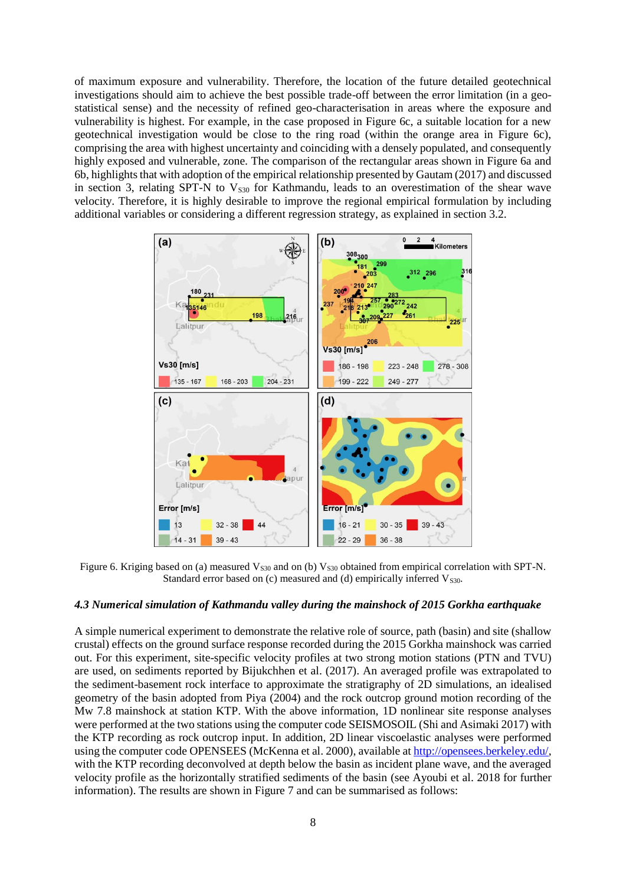of maximum exposure and vulnerability. Therefore, the location of the future detailed geotechnical investigations should aim to achieve the best possible trade-off between the error limitation (in a geo-statistical sense) and the necessity of refined geo-characterisation in areas where the exposure and vulnerability is highest. For example, in the case proposed in Figure 6c, a suitable location for a new geotechnical investigation would be close to the ring road (within the orange area in Figure 6c), comprising the area with highest uncertainty and coinciding with a densely populated, and consequently highly exposed and vulnerable, zone. The comparison of the rectangular areas shown in Figure 6a and 6b, highlights that with adoption of the empirical relationship presented by Gautam (2017) and discussed in section 3, relating SPT-N to $V_{S30}$ for Kathmandu, leads to an overestimation of the shear wave velocity. Therefore, it is highly desirable to improve the regional empirical formulation by including additional variables or considering a different regression strategy, as explained in section 3.2.

Figure 6. Kriging based on (a) measured $V_{S30}$ and on (b) $V_{S30}$ obtained from empirical correlation with SPT-N. Standard error based on (c) measured and (d) empirically inferred $V_{S30}$.

### *4.3 Numerical simulation of Kathmandu valley during the mainshock of 2015 Gorkha earthquake*

A simple numerical experiment to demonstrate the relative role of source, path (basin) and site (shallow crustal) effects on the ground surface response recorded during the 2015 Gorkha mainshock was carried out. For this experiment, site-specific velocity profiles at two strong motion stations (PTN and TVU) are used, on sediments reported by Bijukchhen et al. (2017). An averaged profile was extrapolated to the sediment-basement rock interface to approximate the stratigraphy of 2D simulations, an idealised geometry of the basin adopted from Piya (2004) and the rock outcrop ground motion recording of the Mw 7.8 mainshock at station KTP. With the above information, 1D nonlinear site response analyses were performed at the two stations using the computer code SEISMOSOIL (Shi and Asimaki 2017) with the KTP recording as rock outcrop input. In addition, 2D linear viscoelastic analyses were performed using the computer code OPENSEES (McKenna et al. 2000), available at http://opensees.berkeley.edu/, with the KTP recording deconvolved at depth below the basin as incident plane wave, and the averaged velocity profile as the horizontally stratified sediments of the basin (see Ayoubi et al. 2018 for further information). The results are shown in Figure 7 and can be summarised as follows: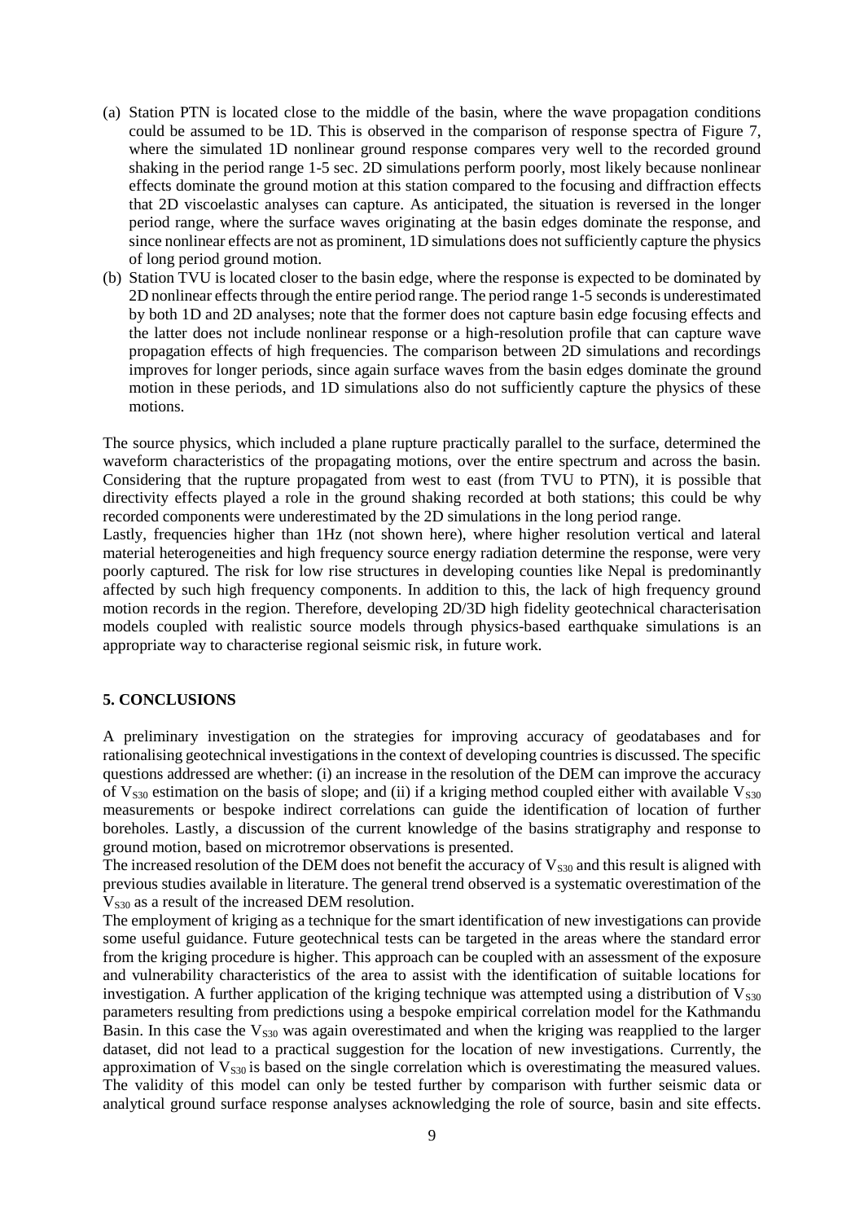(a) Station PTN is located close to the middle of the basin, where the wave propagation conditions could be assumed to be 1D. This is observed in the comparison of response spectra of Figure 7, where the simulated 1D nonlinear ground response compares very well to the recorded ground shaking in the period range 1-5 sec. 2D simulations perform poorly, most likely because nonlinear effects dominate the ground motion at this station compared to the focusing and diffraction effects that 2D viscoelastic analyses can capture. As anticipated, the situation is reversed in the longer period range, where the surface waves originating at the basin edges dominate the response, and since nonlinear effects are not as prominent, 1D simulations does not sufficiently capture the physics of long period ground motion.

(b) Station TVU is located closer to the basin edge, where the response is expected to be dominated by 2D nonlinear effects through the entire period range. The period range 1-5 seconds is underestimated by both 1D and 2D analyses; note that the former does not capture basin edge focusing effects and the latter does not include nonlinear response or a high-resolution profile that can capture wave propagation effects of high frequencies. The comparison between 2D simulations and recordings improves for longer periods, since again surface waves from the basin edges dominate the ground motion in these periods, and 1D simulations also do not sufficiently capture the physics of these motions.

The source physics, which included a plane rupture practically parallel to the surface, determined the waveform characteristics of the propagating motions, over the entire spectrum and across the basin. Considering that the rupture propagated from west to east (from TVU to PTN), it is possible that directivity effects played a role in the ground shaking recorded at both stations; this could be why recorded components were underestimated by the 2D simulations in the long period range.

Lastly, frequencies higher than 1Hz (not shown here), where higher resolution vertical and lateral material heterogeneities and high frequency source energy radiation determine the response, were very poorly captured. The risk for low rise structures in developing counties like Nepal is predominantly affected by such high frequency components. In addition to this, the lack of high frequency ground motion records in the region. Therefore, developing 2D/3D high fidelity geotechnical characterisation models coupled with realistic source models through physics-based earthquake simulations is an appropriate way to characterise regional seismic risk, in future work.

## 5. CONCLUSIONS

A preliminary investigation on the strategies for improving accuracy of geodatabases and for rationalising geotechnical investigations in the context of developing countries is discussed. The specific questions addressed are whether: (i) an increase in the resolution of the DEM can improve the accuracy of $V_{S30}$ estimation on the basis of slope; and (ii) if a kriging method coupled either with available $V_{S30}$ measurements or bespoke indirect correlations can guide the identification of location of further boreholes. Lastly, a discussion of the current knowledge of the basins stratigraphy and response to ground motion, based on microtremor observations is presented.

The increased resolution of the DEM does not benefit the accuracy of $V_{S30}$ and this result is aligned with previous studies available in literature. The general trend observed is a systematic overestimation of the $V_{S30}$ as a result of the increased DEM resolution.

The employment of kriging as a technique for the smart identification of new investigations can provide some useful guidance. Future geotechnical tests can be targeted in the areas where the standard error from the kriging procedure is higher. This approach can be coupled with an assessment of the exposure and vulnerability characteristics of the area to assist with the identification of suitable locations for investigation. A further application of the kriging technique was attempted using a distribution of $V_{S30}$ parameters resulting from predictions using a bespoke empirical correlation model for the Kathmandu Basin. In this case the $V_{S30}$ was again overestimated and when the kriging was reapplied to the larger dataset, did not lead to a practical suggestion for the location of new investigations. Currently, the approximation of $V_{S30}$ is based on the single correlation which is overestimating the measured values. The validity of this model can only be tested further by comparison with further seismic data or analytical ground surface response analyses acknowledging the role of source, basin and site effects.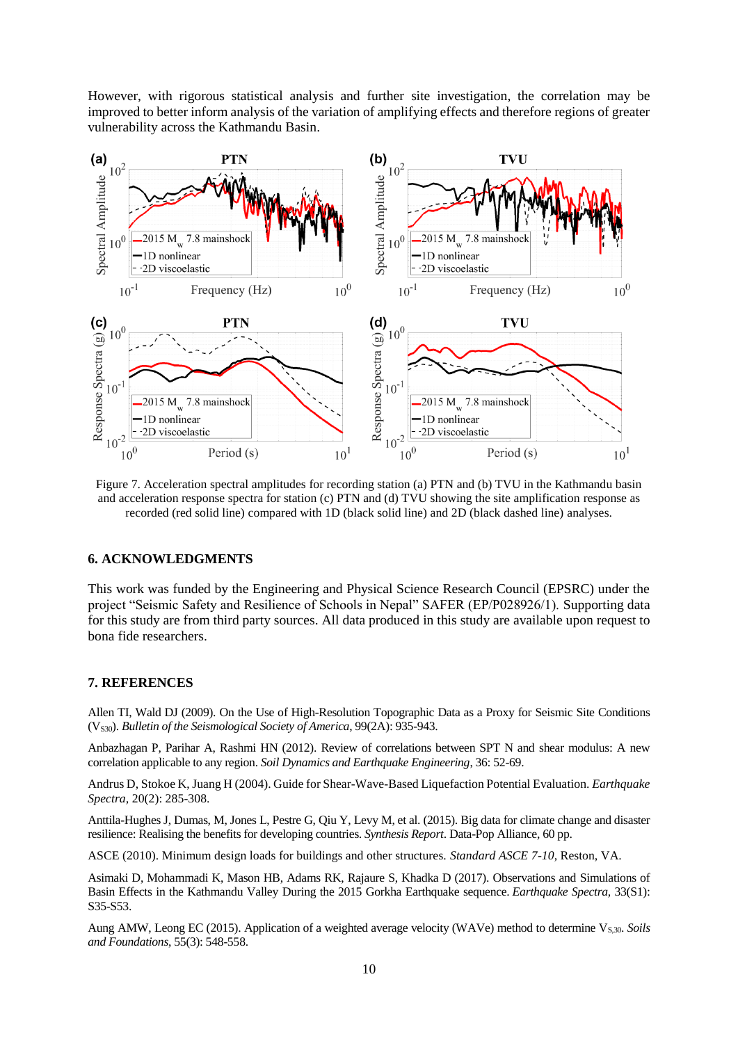However, with rigorous statistical analysis and further site investigation, the correlation may be improved to better inform analysis of the variation of amplifying effects and therefore regions of greater vulnerability across the Kathmandu Basin.

Figure 7. Acceleration spectral amplitudes for recording station (a) PTN and (b) TVU in the Kathmandu basin and acceleration response spectra for station (c) PTN and (d) TVU showing the site amplification response as recorded (red solid line) compared with 1D (black solid line) and 2D (black dashed line) analyses.

## 6. ACKNOWLEDGMENTS

This work was funded by the Engineering and Physical Science Research Council (EPSRC) under the project "Seismic Safety and Resilience of Schools in Nepal" SAFER (EP/P028926/1). Supporting data for this study are from third party sources. All data produced in this study are available upon request to bona fide researchers.

## 7. REFERENCES

Allen TI, Wald DJ (2009). On the Use of High-Resolution Topographic Data as a Proxy for Seismic Site Conditions ($V_{S30}$). *Bulletin of the Seismological Society of America*, 99(2A): 935-943.

Anbazhagan P, Parihar A, Rashmi HN (2012). Review of correlations between SPT N and shear modulus: A new correlation applicable to any region. *Soil Dynamics and Earthquake Engineering*, 36: 52-69.

Andrus D, Stokoe K, Juang H (2004). Guide for Shear-Wave-Based Liquefaction Potential Evaluation. *Earthquake Spectra*, 20(2): 285-308.

Anttila-Hughes J, Dumas, M, Jones L, Pestre G, Qiu Y, Levy M, et al. (2015). Big data for climate change and disaster resilience: Realising the benefits for developing countries. *Synthesis Report*. Data-Pop Alliance, 60 pp.

ASCE (2010). Minimum design loads for buildings and other structures. *Standard ASCE 7-10*, Reston, VA.

Asimaki D, Mohammadi K, Mason HB, Adams RK, Rajaure S, Khadka D (2017). Observations and Simulations of Basin Effects in the Kathmandu Valley During the 2015 Gorkha Earthquake sequence. *Earthquake Spectra*, 33(S1): S35-S53.

Aung AMW, Leong EC (2015). Application of a weighted average velocity (WAVe) method to determine $V_{S,30}$. *Soils and Foundations*, 55(3): 548-558.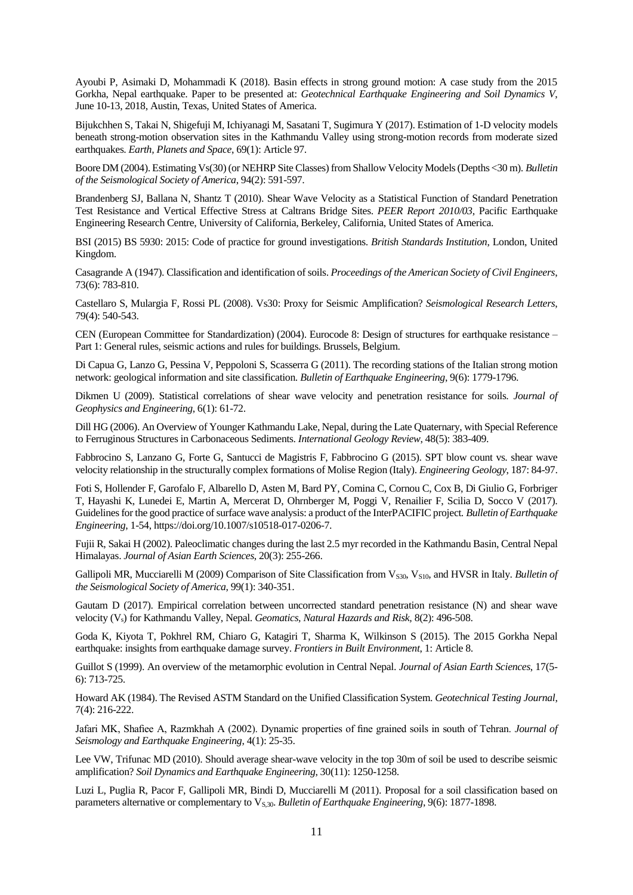Ayoubi P, Asimaki D, Mohammadi K (2018). Basin effects in strong ground motion: A case study from the 2015 Gorkha, Nepal earthquake. Paper to be presented at: *Geotechnical Earthquake Engineering and Soil Dynamics V*, June 10-13, 2018, Austin, Texas, United States of America.

Bijukchhen S, Takai N, Shigefuji M, Ichiyanagi M, Sasatani T, Sugimura Y (2017). Estimation of 1-D velocity models beneath strong-motion observation sites in the Kathmandu Valley using strong-motion records from moderate sized earthquakes. *Earth, Planets and Space*, 69(1): Article 97.

Boore DM (2004). Estimating Vs(30) (or NEHRP Site Classes) from Shallow Velocity Models (Depths <30 m). *Bulletin of the Seismological Society of America*, 94(2): 591-597.

Brandenberg SJ, Ballana N, Shantz T (2010). Shear Wave Velocity as a Statistical Function of Standard Penetration Test Resistance and Vertical Effective Stress at Caltrans Bridge Sites. *PEER Report 2010/03*, Pacific Earthquake Engineering Research Centre, University of California, Berkeley, California, United States of America.

BSI (2015) BS 5930: 2015: Code of practice for ground investigations. *British Standards Institution*, London, United Kingdom.

Casagrande A (1947). Classification and identification of soils. *Proceedings of the American Society of Civil Engineers*, 73(6): 783-810.

Castellaro S, Mulargia F, Rossi PL (2008). Vs30: Proxy for Seismic Amplification? *Seismological Research Letters*, 79(4): 540-543.

CEN (European Committee for Standardization) (2004). Eurocode 8: Design of structures for earthquake resistance – Part 1: General rules, seismic actions and rules for buildings. Brussels, Belgium.

Di Capua G, Lanzo G, Pessina V, Peppoloni S, Scasserra G (2011). The recording stations of the Italian strong motion network: geological information and site classification. *Bulletin of Earthquake Engineering*, 9(6): 1779-1796.

Dikmen U (2009). Statistical correlations of shear wave velocity and penetration resistance for soils. *Journal of Geophysics and Engineering*, 6(1): 61-72.

Dill HG (2006). An Overview of Younger Kathmandu Lake, Nepal, during the Late Quaternary, with Special Reference to Ferruginous Structures in Carbonaceous Sediments. *International Geology Review*, 48(5): 383-409.

Fabbrocino S, Lanzano G, Forte G, Santucci de Magistris F, Fabbrocino G (2015). SPT blow count vs. shear wave velocity relationship in the structurally complex formations of Molise Region (Italy). *Engineering Geology*, 187: 84-97.

Foti S, Hollender F, Garofalo F, Albarello D, Asten M, Bard PY, Comina C, Cornou C, Cox B, Di Giulio G, Forbriger T, Hayashi K, Lunedei E, Martin A, Mercerat D, Ohrnberger M, Poggi V, Renailier F, Scilia D, Socco V (2017). Guidelines for the good practice of surface wave analysis: a product of the InterPACIFIC project. *Bulletin of Earthquake Engineering*, 1-54, https://doi.org/10.1007/s10518-017-0206-7.

Fujii R, Sakai H (2002). Paleoclimatic changes during the last 2.5 myr recorded in the Kathmandu Basin, Central Nepal Himalayas. *Journal of Asian Earth Sciences*, 20(3): 255-266.

Gallipoli MR, Mucciarelli M (2009) Comparison of Site Classification from $V_{S30}$, $V_{S10}$, and HVSR in Italy. *Bulletin of the Seismological Society of America*, 99(1): 340-351.

Gautam D (2017). Empirical correlation between uncorrected standard penetration resistance (N) and shear wave velocity ($V_s$) for Kathmandu Valley, Nepal. *Geomatics, Natural Hazards and Risk*, 8(2): 496-508.

Goda K, Kiyota T, Pokhrel RM, Chiaro G, Katagiri T, Sharma K, Wilkinson S (2015). The 2015 Gorkha Nepal earthquake: insights from earthquake damage survey. *Frontiers in Built Environment*, 1: Article 8.

Guillot S (1999). An overview of the metamorphic evolution in Central Nepal. *Journal of Asian Earth Sciences*, 17(5-6): 713-725.

Howard AK (1984). The Revised ASTM Standard on the Unified Classification System. *Geotechnical Testing Journal*, 7(4): 216-222.

Jafari MK, Shafiee A, Razmkhah A (2002). Dynamic properties of fine grained soils in south of Tehran. *Journal of Seismology and Earthquake Engineering*, 4(1): 25-35.

Lee VW, Trifunac MD (2010). Should average shear-wave velocity in the top 30m of soil be used to describe seismic amplification? *Soil Dynamics and Earthquake Engineering*, 30(11): 1250-1258.

Luzi L, Puglia R, Pacor F, Gallipoli MR, Bindi D, Mucciarelli M (2011). Proposal for a soil classification based on parameters alternative or complementary to $V_{S,30}$. *Bulletin of Earthquake Engineering*, 9(6): 1877-1898.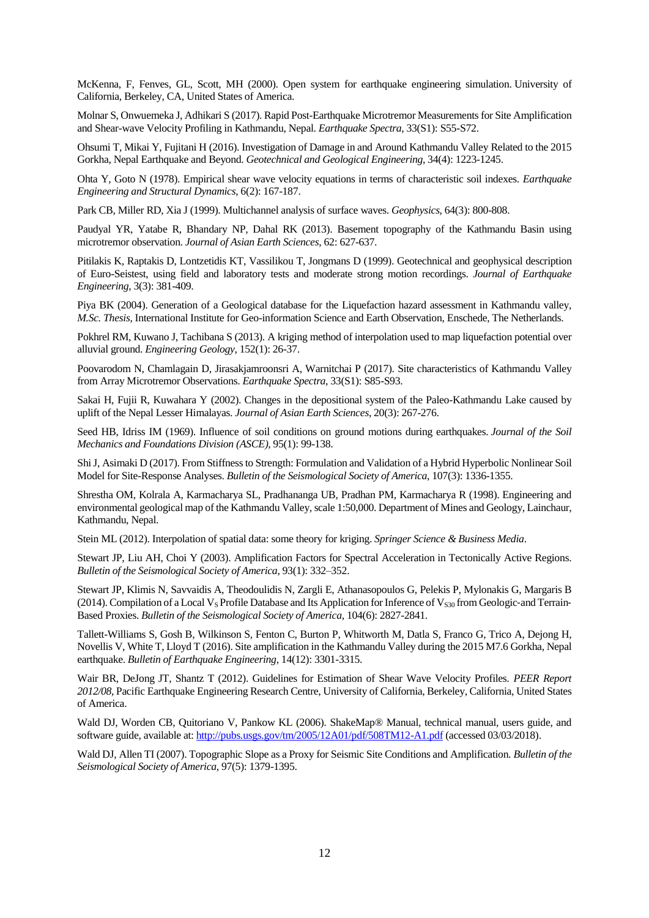McKenna, F, Fenves, GL, Scott, MH (2000). Open system for earthquake engineering simulation. University of California, Berkeley, CA, United States of America.

Molnar S, Onwuemeka J, Adhikari S (2017). Rapid Post-Earthquake Microtremor Measurements for Site Amplification and Shear-wave Velocity Profiling in Kathmandu, Nepal. *Earthquake Spectra*, 33(S1): S55-S72.

Ohsumi T, Mikai Y, Fujitani H (2016). Investigation of Damage in and Around Kathmandu Valley Related to the 2015 Gorkha, Nepal Earthquake and Beyond. *Geotechnical and Geological Engineering*, 34(4): 1223-1245.

Ohta Y, Goto N (1978). Empirical shear wave velocity equations in terms of characteristic soil indexes. *Earthquake Engineering and Structural Dynamics*, 6(2): 167-187.

Park CB, Miller RD, Xia J (1999). Multichannel analysis of surface waves. *Geophysics*, 64(3): 800-808.

Paudyal YR, Yatabe R, Bhandary NP, Dahal RK (2013). Basement topography of the Kathmandu Basin using microtremor observation. *Journal of Asian Earth Sciences*, 62: 627-637.

Pitilakis K, Raptakis D, Lontzetidis KT, Vassilikou T, Jongmans D (1999). Geotechnical and geophysical description of Euro-Seistest, using field and laboratory tests and moderate strong motion recordings. *Journal of Earthquake Engineering*, 3(3): 381-409.

Piya BK (2004). Generation of a Geological database for the Liquefaction hazard assessment in Kathmandu valley, *M.Sc. Thesis*, International Institute for Geo-information Science and Earth Observation, Enschede, The Netherlands.

Pokhrel RM, Kuwano J, Tachibana S (2013). A kriging method of interpolation used to map liquefaction potential over alluvial ground. *Engineering Geology*, 152(1): 26-37.

Poovarodom N, Chamlagain D, Jirasakjamroonsri A, Warnitchai P (2017). Site characteristics of Kathmandu Valley from Array Microtremor Observations. *Earthquake Spectra*, 33(S1): S85-S93.

Sakai H, Fujii R, Kuwahara Y (2002). Changes in the depositional system of the Paleo-Kathmandu Lake caused by uplift of the Nepal Lesser Himalayas. *Journal of Asian Earth Sciences*, 20(3): 267-276.

Seed HB, Idriss IM (1969). Influence of soil conditions on ground motions during earthquakes. *Journal of the Soil Mechanics and Foundations Division (ASCE)*, 95(1): 99-138.

Shi J, Asimaki D (2017). From Stiffness to Strength: Formulation and Validation of a Hybrid Hyperbolic Nonlinear Soil Model for Site-Response Analyses. *Bulletin of the Seismological Society of America*, 107(3): 1336-1355.

Shrestha OM, Kolrala A, Karmacharya SL, Pradhananga UB, Pradhan PM, Karmacharya R (1998). Engineering and environmental geological map of the Kathmandu Valley, scale 1:50,000. Department of Mines and Geology, Lainchaur, Kathmandu, Nepal.

Stein ML (2012). Interpolation of spatial data: some theory for kriging. *Springer Science & Business Media*.

Stewart JP, Liu AH, Choi Y (2003). Amplification Factors for Spectral Acceleration in Tectonically Active Regions. *Bulletin of the Seismological Society of America*, 93(1): 332–352.

Stewart JP, Klimis N, Savvaidis A, Theodoulidis N, Zargli E, Athanasopoulos G, Pelekis P, Mylonakis G, Margaris B (2014). Compilation of a Local $V_S$ Profile Database and Its Application for Inference of $V_{S30}$ from Geologic-and Terrain-Based Proxies. *Bulletin of the Seismological Society of America*, 104(6): 2827-2841.

Tallett-Williams S, Gosh B, Wilkinson S, Fenton C, Burton P, Whitworth M, Datla S, Franco G, Trico A, Dejong H, Novellis V, White T, Lloyd T (2016). Site amplification in the Kathmandu Valley during the 2015 M7.6 Gorkha, Nepal earthquake. *Bulletin of Earthquake Engineering*, 14(12): 3301-3315.

Wair BR, DeJong JT, Shantz T (2012). Guidelines for Estimation of Shear Wave Velocity Profiles. *PEER Report 2012/08*, Pacific Earthquake Engineering Research Centre, University of California, Berkeley, California, United States of America.

Wald DJ, Worden CB, Quitoriano V, Pankow KL (2006). ShakeMap® Manual, technical manual, users guide, and software guide, available at: http://pubs.usgs.gov/tm/2005/12A01/pdf/508TM12-A1.pdf (accessed 03/03/2018).

Wald DJ, Allen TI (2007). Topographic Slope as a Proxy for Seismic Site Conditions and Amplification. *Bulletin of the Seismological Society of America*, 97(5): 1379-1395.